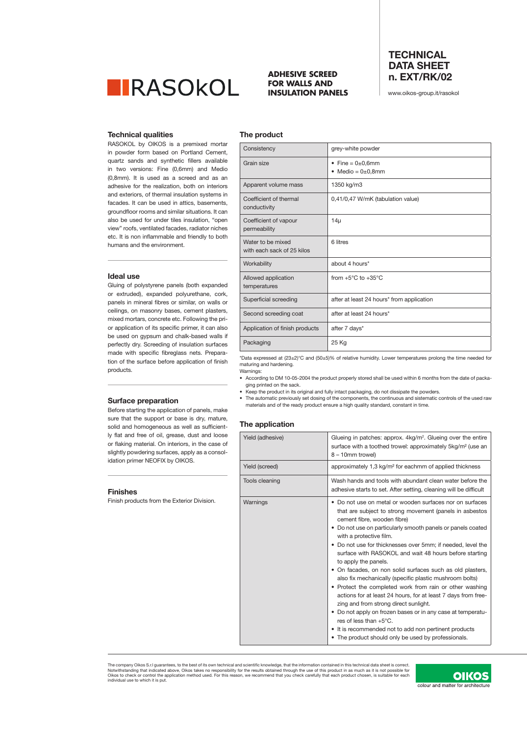# RASOKOL

**ADHESIVE SCREED FOR WALLS AND INSULATION PANELS**

**TECHNICAL DATA SHEET n. EXT/RK/02**

www.oikos-group.it/rasokol

## Technical qualities

RASOKOL by OIKOS is a premixed mortar in powder form based on Portland Cement, quartz sands and synthetic fillers available in two versions: Fine (0,6mm) and Medio (0,8mm). It is used as a screed and as an adhesive for the realization, both on interiors and exteriors, of thermal insulation systems in facades. It can be used in attics, basements, groundfloor rooms and similar situations. It can also be used for under tiles insulation, "open view" roofs, ventilated facades, radiator niches etc. It is non inflammable and friendly to both humans and the environment.

## Ideal use

Gluing of polystyrene panels (both expanded or extruded), expanded polyurethane, cork, panels in mineral fibres or similar, on walls or ceilings, on masonry bases, cement plasters, mixed mortars, concrete etc. Following the prior application of its specific primer, it can also be used on gypsum and chalk-based walls if perfectly dry. Screeding of insulation surfaces made with specific fibreglass nets. Preparation of the surface before application of finish products.

## Surface preparation

Before starting the application of panels, make sure that the support or base is dry, mature, solid and homogeneous as well as sufficiently flat and free of oil, grease, dust and loose or flaking material. On interiors, in the case of slightly powdering surfaces, apply as a consolidation primer NEOFIX by OIKOS.

## Finishes

Finish products from the Exterior Division.

## The product

| | |
|---|---|
| Consistency | grey-white powder |
| Grain size | • Fine = 0±0,6mm<br>• Medio = 0±0,8mm |
| Apparent volume mass | 1350 kg/m3 |
| Coefficient of thermal conductivity | 0,41/0,47 W/mK (tabulation value) |
| Coefficient of vapour permeability | 14μ |
| Water to be mixed with each sack of 25 kilos | 6 litres |
| Workability | about 4 hours* |
| Allowed application temperatures | from +5°C to +35°C |
| Superficial screeding | after at least 24 hours* from application |
| Second screeding coat | after at least 24 hours* |
| Application of finish products | after 7 days* |
| Packaging | 25 Kg |

*Data expressed at (23±2)°C and (50±5)% of relative humidity. Lower temperatures prolong the time needed for maturing and hardening.

Warnings:

- According to DM 10-05-2004 the product properly stored shall be used within 6 months from the date of packaging printed on the sack.
- Keep the product in its original and fully intact packaging, do not dissipate the powders.
- The automatic previously set dosing of the components, the continuous and sistematic controls of the used raw materials and of the ready product ensure a high quality standard, constant in time.

## The application

| | |
|---|---|
| Yield (adhesive) | Glueing in patches: approx. 4kg/m². Glueing over the entire surface with a toothed trowel: approximately 5kg/m² (use an 8 – 10mm trowel) |
| Yield (screed) | approximately 1,3 kg/m² for eachmm of applied thickness |
| Tools cleaning | Wash hands and tools with abundant clean water before the adhesive starts to set. After setting, cleaning will be difficult |
| Warnings | • Do not use on metal or wooden surfaces nor on surfaces that are subject to strong movement (panels in asbestos cement fibre, wooden fibre)<br>• Do not use on particularly smooth panels or panels coated with a protective film.<br>• Do not use for thicknesses over 5mm; if needed, level the surface with RASOKOL and wait 48 hours before starting to apply the panels.<br>• On facades, on non solid surfaces such as old plasters, also fix mechanically (specific plastic mushroom bolts)<br>• Protect the completed work from rain or other washing actions for at least 24 hours, for at least 7 days from freezing and from strong direct sunlight.<br>• Do not apply on frozen bases or in any case at temperatures of less than +5°C.<br>• It is recommended not to add non pertinent products<br>• The product should only be used by professionals. |

The company Oikos S.r.l guarantees, to the best of its own technical and scientific knowledge, that the information contained in this technical data sheet is correct. Notwithstanding that indicated above, Oikos takes no responsibility for the results obtained through the use of this product in as much as it is not possible for Oikos to check or control the application method used. For this reason, we recommend that you check carefully that each product chosen, is suitable for each individual use to which it is put.

OIKOS colour and matter for architecture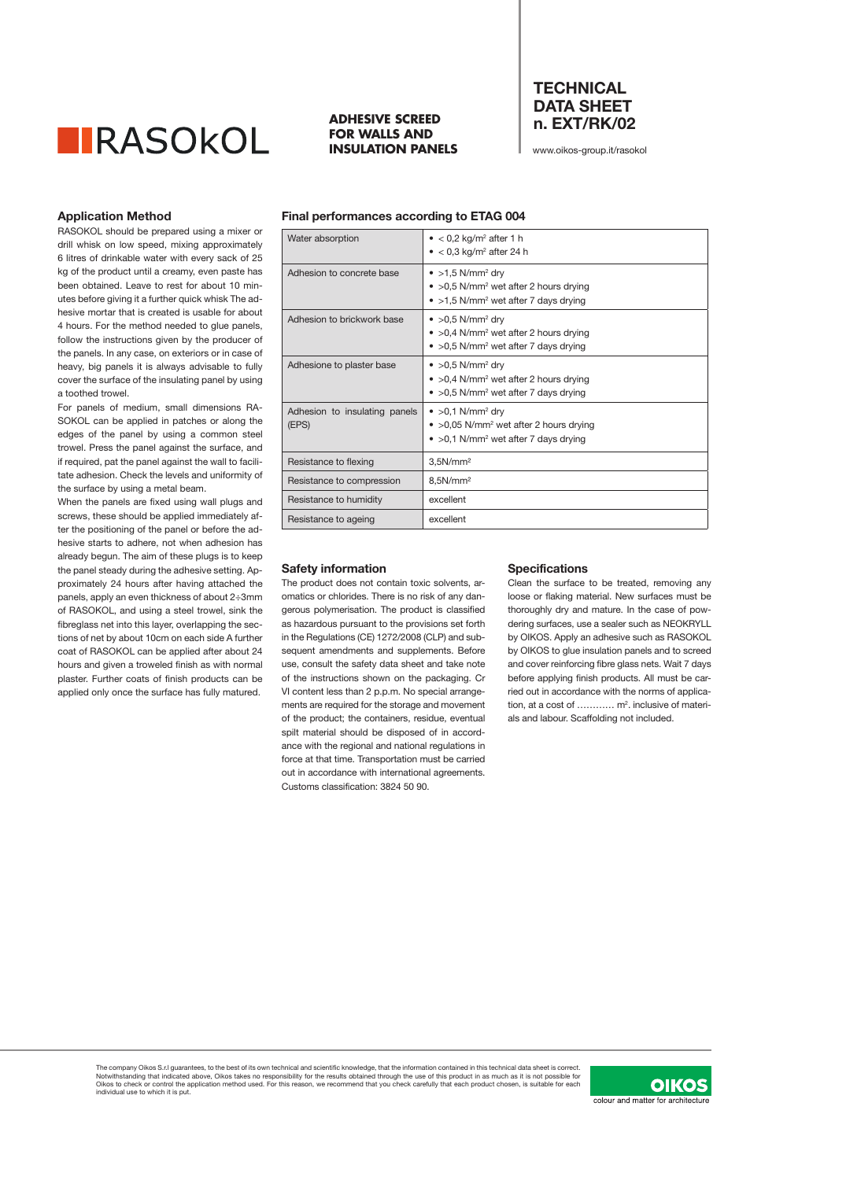# RASOKOL

**ADHESIVE SCREED FOR WALLS AND INSULATION PANELS**

**TECHNICAL DATA SHEET n. EXT/RK/02**

www.oikos-group.it/rasokol

## Application Method

RASOKOL should be prepared using a mixer or drill whisk on low speed, mixing approximately 6 litres of drinkable water with every sack of 25 kg of the product until a creamy, even paste has been obtained. Leave to rest for about 10 minutes before giving it a further quick whisk The adhesive mortar that is created is usable for about 4 hours. For the method needed to glue panels, follow the instructions given by the producer of the panels. In any case, on exteriors or in case of heavy, big panels it is always advisable to fully cover the surface of the insulating panel by using a toothed trowel.

For panels of medium, small dimensions RASOKOL can be applied in patches or along the edges of the panel by using a common steel trowel. Press the panel against the surface, and if required, pat the panel against the wall to facilitate adhesion. Check the levels and uniformity of the surface by using a metal beam.

When the panels are fixed using wall plugs and screws, these should be applied immediately after the positioning of the panel or before the adhesive starts to adhere, not when adhesion has already begun. The aim of these plugs is to keep the panel steady during the adhesive setting. Approximately 24 hours after having attached the panels, apply an even thickness of about 2÷3mm of RASOKOL, and using a steel trowel, sink the fibreglass net into this layer, overlapping the sections of net by about 10cm on each side A further coat of RASOKOL can be applied after about 24 hours and given a troweled finish as with normal plaster. Further coats of finish products can be applied only once the surface has fully matured.

## Final performances according to ETAG 004

| | |
|---|---|
| Water absorption | • < 0,2 kg/m² after 1 h<br>• < 0,3 kg/m² after 24 h |
| Adhesion to concrete base | • >1,5 N/mm² dry<br>• >0,5 N/mm² wet after 2 hours drying<br>• >1,5 N/mm² wet after 7 days drying |
| Adhesion to brickwork base | • >0,5 N/mm² dry<br>• >0,4 N/mm² wet after 2 hours drying<br>• >0,5 N/mm² wet after 7 days drying |
| Adhesione to plaster base | • >0,5 N/mm² dry<br>• >0,4 N/mm² wet after 2 hours drying<br>• >0,5 N/mm² wet after 7 days drying |
| Adhesion to insulating panels (EPS) | • >0,1 N/mm² dry<br>• >0,05 N/mm² wet after 2 hours drying<br>• >0,1 N/mm² wet after 7 days drying |
| Resistance to flexing | 3,5N/mm² |
| Resistance to compression | 8,5N/mm² |
| Resistance to humidity | excellent |
| Resistance to ageing | excellent |

## Safety information

The product does not contain toxic solvents, aromatics or chlorides. There is no risk of any dangerous polymerisation. The product is classified as hazardous pursuant to the provisions set forth in the Regulations (CE) 1272/2008 (CLP) and subsequent amendments and supplements. Before use, consult the safety data sheet and take note of the instructions shown on the packaging. Cr VI content less than 2 p.p.m. No special arrangements are required for the storage and movement of the product; the containers, residue, eventual spilt material should be disposed of in accordance with the regional and national regulations in force at that time. Transportation must be carried out in accordance with international agreements. Customs classification: 3824 50 90.

## Specifications

Clean the surface to be treated, removing any loose or flaking material. New surfaces must be thoroughly dry and mature. In the case of powdering surfaces, use a sealer such as NEOKRYLL by OIKOS. Apply an adhesive such as RASOKOL by OIKOS to glue insulation panels and to screed and cover reinforcing fibre glass nets. Wait 7 days before applying finish products. All must be carried out in accordance with the norms of application, at a cost of ………… m². inclusive of materials and labour. Scaffolding not included.

The company Oikos S.r.l guarantees, to the best of its own technical and scientific knowledge, that the information contained in this technical data sheet is correct. Notwithstanding that indicated above, Oikos takes no responsibility for the results obtained through the use of this product in as much as it is not possible for Oikos to check or control the application method used. For this reason, we recommend that you check carefully that each product chosen, is suitable for each individual use to which it is put.

OIKOS colour and matter for architecture